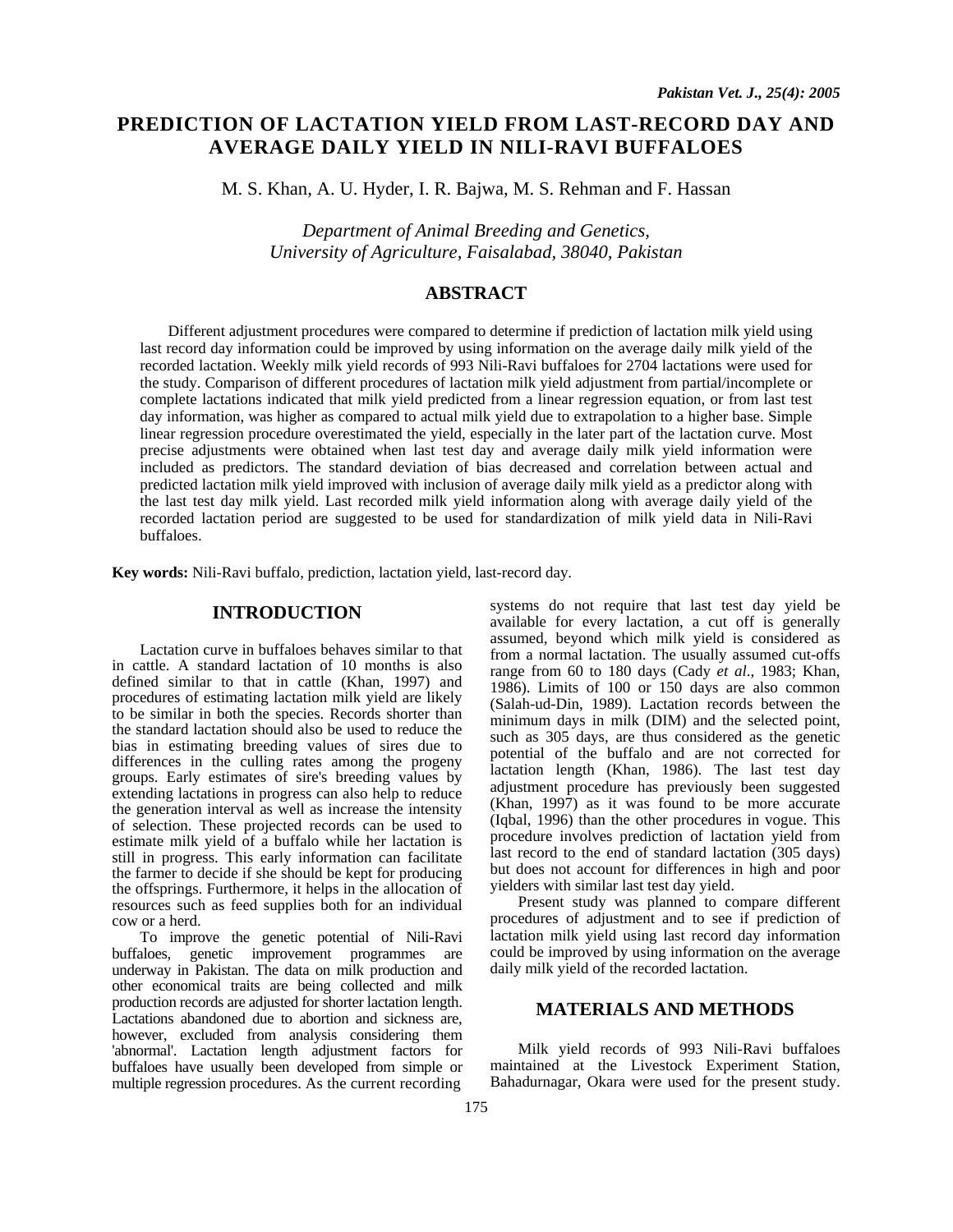# PREDICTION OF LACTATION YIELD FROM LAST-RECORD DAY AND AVERAGE DAILY YIELD IN NILI-RAVI BUFFALOES

M. S. Khan, A. U. Hyder, I. R. Bajwa, M. S. Rehman and F. Hassan

*Department of Animal Breeding and Genetics, University of Agriculture, Faisalabad, 38040, Pakistan*

## ABSTRACT

Different adjustment procedures were compared to determine if prediction of lactation milk yield using last record day information could be improved by using information on the average daily milk yield of the recorded lactation. Weekly milk yield records of 993 Nili-Ravi buffaloes for 2704 lactations were used for the study. Comparison of different procedures of lactation milk yield adjustment from partial/incomplete or complete lactations indicated that milk yield predicted from a linear regression equation, or from last test day information, was higher as compared to actual milk yield due to extrapolation to a higher base. Simple linear regression procedure overestimated the yield, especially in the later part of the lactation curve. Most precise adjustments were obtained when last test day and average daily milk yield information were included as predictors. The standard deviation of bias decreased and correlation between actual and predicted lactation milk yield improved with inclusion of average daily milk yield as a predictor along with the last test day milk yield. Last recorded milk yield information along with average daily yield of the recorded lactation period are suggested to be used for standardization of milk yield data in Nili-Ravi buffaloes.

**Key words:** Nili-Ravi buffalo, prediction, lactation yield, last-record day.

## INTRODUCTION

Lactation curve in buffaloes behaves similar to that in cattle. A standard lactation of 10 months is also defined similar to that in cattle (Khan, 1997) and procedures of estimating lactation milk yield are likely to be similar in both the species. Records shorter than the standard lactation should also be used to reduce the bias in estimating breeding values of sires due to differences in the culling rates among the progeny groups. Early estimates of sire's breeding values by extending lactations in progress can also help to reduce the generation interval as well as increase the intensity of selection. These projected records can be used to estimate milk yield of a buffalo while her lactation is still in progress. This early information can facilitate the farmer to decide if she should be kept for producing the offsprings. Furthermore, it helps in the allocation of resources such as feed supplies both for an individual cow or a herd.

To improve the genetic potential of Nili-Ravi buffaloes, genetic improvement programmes are underway in Pakistan. The data on milk production and other economical traits are being collected and milk production records are adjusted for shorter lactation length. Lactations abandoned due to abortion and sickness are, however, excluded from analysis considering them 'abnormal'. Lactation length adjustment factors for buffaloes have usually been developed from simple or multiple regression procedures. As the current recording systems do not require that last test day yield be available for every lactation, a cut off is generally assumed, beyond which milk yield is considered as from a normal lactation. The usually assumed cut-offs range from 60 to 180 days (Cady *et al*., 1983; Khan, 1986). Limits of 100 or 150 days are also common (Salah-ud-Din, 1989). Lactation records between the minimum days in milk (DIM) and the selected point, such as 305 days, are thus considered as the genetic potential of the buffalo and are not corrected for lactation length (Khan, 1986). The last test day adjustment procedure has previously been suggested (Khan, 1997) as it was found to be more accurate (Iqbal, 1996) than the other procedures in vogue. This procedure involves prediction of lactation yield from last record to the end of standard lactation (305 days) but does not account for differences in high and poor yielders with similar last test day yield.

Present study was planned to compare different procedures of adjustment and to see if prediction of lactation milk yield using last record day information could be improved by using information on the average daily milk yield of the recorded lactation.

## MATERIALS AND METHODS

Milk yield records of 993 Nili-Ravi buffaloes maintained at the Livestock Experiment Station, Bahadurnagar, Okara were used for the present study.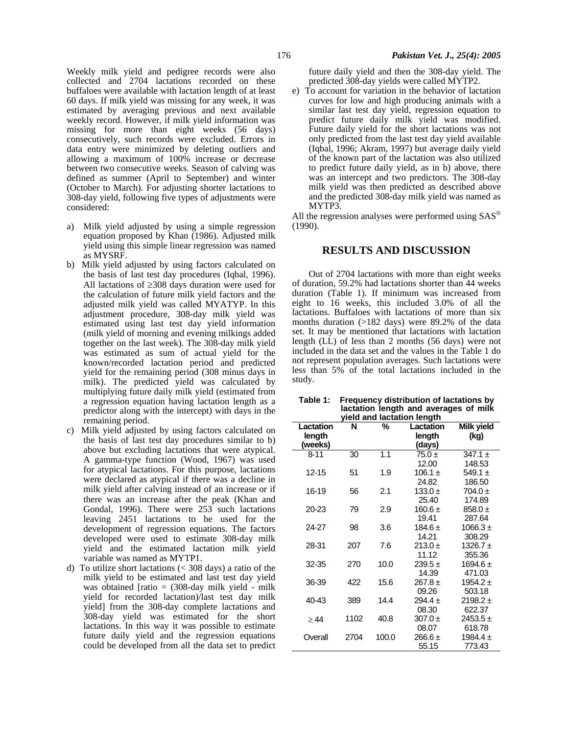Weekly milk yield and pedigree records were also collected and 2704 lactations recorded on these buffaloes were available with lactation length of at least 60 days. If milk yield was missing for any week, it was estimated by averaging previous and next available weekly record. However, if milk yield information was missing for more than eight weeks (56 days) consecutively, such records were excluded. Errors in data entry were minimized by deleting outliers and allowing a maximum of 100% increase or decrease between two consecutive weeks. Season of calving was defined as summer (April to September) and winter (October to March). For adjusting shorter lactations to 308-day yield, following five types of adjustments were considered:

a) Milk yield adjusted by using a simple regression equation proposed by Khan (1986). Adjusted milk yield using this simple linear regression was named as MYSRF.
b) Milk yield adjusted by using factors calculated on the basis of last test day procedures (Iqbal, 1996). All lactations of ≥308 days duration were used for the calculation of future milk yield factors and the adjusted milk yield was called MYATYP. In this adjustment procedure, 308-day milk yield was estimated using last test day yield information (milk yield of morning and evening milkings added together on the last week). The 308-day milk yield was estimated as sum of actual yield for the known/recorded lactation period and predicted yield for the remaining period (308 minus days in milk). The predicted yield was calculated by multiplying future daily milk yield (estimated from a regression equation having lactation length as a predictor along with the intercept) with days in the remaining period.
c) Milk yield adjusted by using factors calculated on the basis of last test day procedures similar to b) above but excluding lactations that were atypical. A gamma-type function (Wood, 1967) was used for atypical lactations. For this purpose, lactations were declared as atypical if there was a decline in milk yield after calving instead of an increase or if there was an increase after the peak (Khan and Gondal, 1996). There were 253 such lactations leaving 2451 lactations to be used for the development of regression equations. The factors developed were used to estimate 308-day milk yield and the estimated lactation milk yield variable was named as MYTP1.
d) To utilize short lactations (< 308 days) a ratio of the milk yield to be estimated and last test day yield was obtained [ratio = (308-day milk yield - milk yield for recorded lactation)/last test day milk yield] from the 308-day complete lactations and 308-day yield was estimated for the short lactations. In this way it was possible to estimate future daily yield and the regression equations could be developed from all the data set to predict future daily yield and then the 308-day yield. The predicted 308-day yields were called MYTP2.
e) To account for variation in the behavior of lactation curves for low and high producing animals with a similar last test day yield, regression equation to predict future daily milk yield was modified. Future daily yield for the short lactations was not only predicted from the last test day yield available (Iqbal, 1996; Akram, 1997) but average daily yield of the known part of the lactation was also utilized to predict future daily yield, as in b) above, there was an intercept and two predictors. The 308-day milk yield was then predicted as described above and the predicted 308-day milk yield was named as MYTP3.

All the regression analyses were performed using SAS® (1990).

## RESULTS AND DISCUSSION

Out of 2704 lactations with more than eight weeks of duration, 59.2% had lactations shorter than 44 weeks duration (Table 1). If minimum was increased from eight to 16 weeks, this included 3.0% of all the lactations. Buffaloes with lactations of more than six months duration (>182 days) were 89.2% of the data set. It may be mentioned that lactations with lactation length (LL) of less than 2 months (56 days) were not included in the data set and the values in the Table 1 do not represent population averages. Such lactations were less than 5% of the total lactations included in the study.

**Table 1: Frequency distribution of lactations by lactation length and averages of milk yield and lactation length**

| Lactation length (weeks) | N | % | Lactation length (days) | Milk yield (kg) |
|---|---|---|---|---|
| 8-11 | 30 | 1.1 | 75.0 ± 12.00 | 347.1 ± 148.53 |
| 12-15 | 51 | 1.9 | 106.1 ± 24.82 | 549.1 ± 186.50 |
| 16-19 | 56 | 2.1 | 133.0 ± 25.40 | 704.0 ± 174.89 |
| 20-23 | 79 | 2.9 | 160.6 ± 19.41 | 858.0 ± 287.64 |
| 24-27 | 98 | 3.6 | 184.6 ± 14.21 | 1066.3 ± 308.29 |
| 28-31 | 207 | 7.6 | 213.0 ± 11.12 | 1326.7 ± 355.36 |
| 32-35 | 270 | 10.0 | 239.5 ± 14.39 | 1694.6 ± 471.03 |
| 36-39 | 422 | 15.6 | 267.8 ± 09.26 | 1954.2 ± 503.18 |
| 40-43 | 389 | 14.4 | 294.4 ± 08.30 | 2198.2 ± 622.37 |
| ≥ 44 | 1102 | 40.8 | 307.0 ± 08.07 | 2453.5 ± 618.78 |
| Overall | 2704 | 100.0 | 266.6 ± 55.15 | 1984.4 ± 773.43 |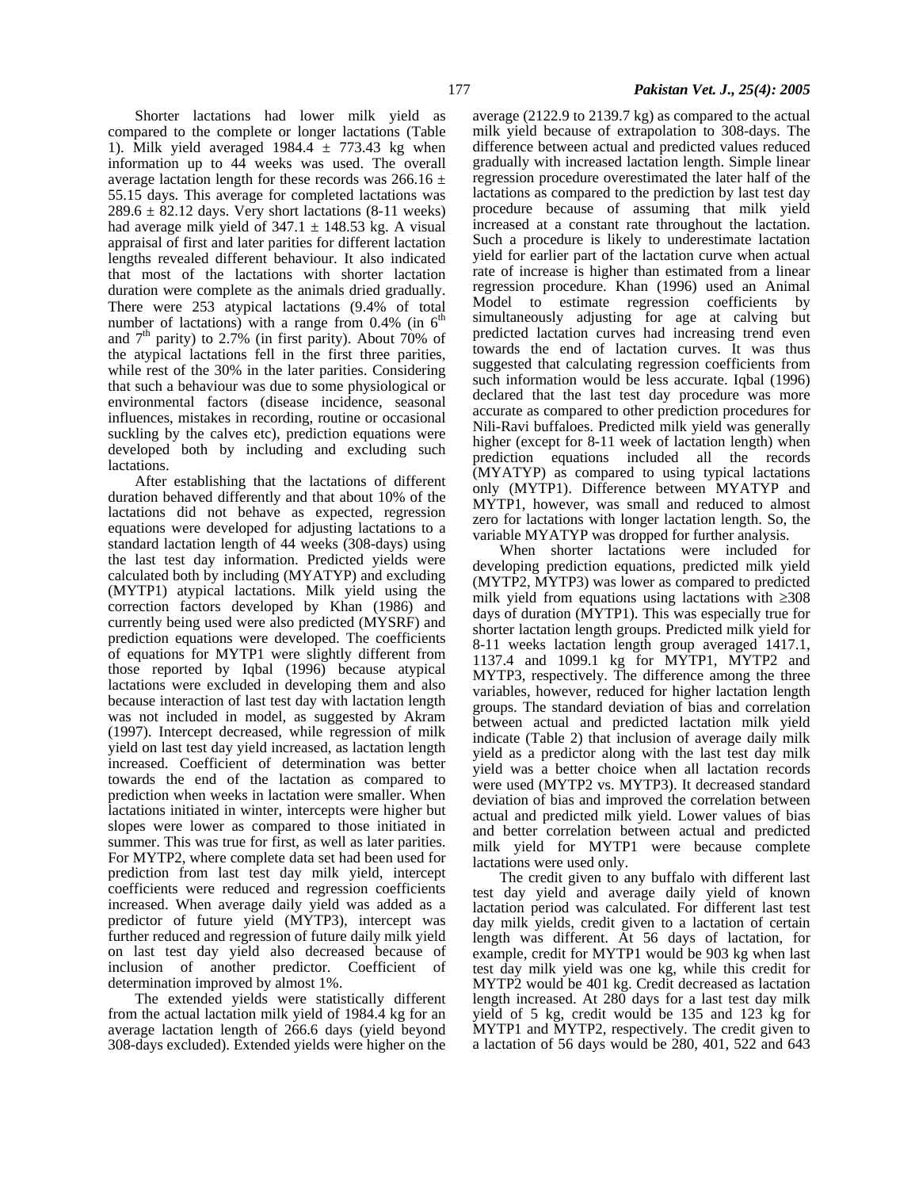Shorter lactations had lower milk yield as compared to the complete or longer lactations (Table 1). Milk yield averaged 1984.4 ± 773.43 kg when information up to 44 weeks was used. The overall average lactation length for these records was 266.16 ± 55.15 days. This average for completed lactations was 289.6 ± 82.12 days. Very short lactations (8-11 weeks) had average milk yield of 347.1 ± 148.53 kg. A visual appraisal of first and later parities for different lactation lengths revealed different behaviour. It also indicated that most of the lactations with shorter lactation duration were complete as the animals dried gradually. There were 253 atypical lactations (9.4% of total number of lactations) with a range from 0.4% (in $6^{th}$ and $7^{th}$ parity) to 2.7% (in first parity). About 70% of the atypical lactations fell in the first three parities, while rest of the 30% in the later parities. Considering that such a behaviour was due to some physiological or environmental factors (disease incidence, seasonal influences, mistakes in recording, routine or occasional suckling by the calves etc), prediction equations were developed both by including and excluding such lactations.

After establishing that the lactations of different duration behaved differently and that about 10% of the lactations did not behave as expected, regression equations were developed for adjusting lactations to a standard lactation length of 44 weeks (308-days) using the last test day information. Predicted yields were calculated both by including (MYATYP) and excluding (MYTP1) atypical lactations. Milk yield using the correction factors developed by Khan (1986) and currently being used were also predicted (MYSRF) and prediction equations were developed. The coefficients of equations for MYTP1 were slightly different from those reported by Iqbal (1996) because atypical lactations were excluded in developing them and also because interaction of last test day with lactation length was not included in model, as suggested by Akram (1997). Intercept decreased, while regression of milk yield on last test day yield increased, as lactation length increased. Coefficient of determination was better towards the end of the lactation as compared to prediction when weeks in lactation were smaller. When lactations initiated in winter, intercepts were higher but slopes were lower as compared to those initiated in summer. This was true for first, as well as later parities. For MYTP2, where complete data set had been used for prediction from last test day milk yield, intercept coefficients were reduced and regression coefficients increased. When average daily yield was added as a predictor of future yield (MYTP3), intercept was further reduced and regression of future daily milk yield on last test day yield also decreased because of inclusion of another predictor. Coefficient of determination improved by almost 1%.

The extended yields were statistically different from the actual lactation milk yield of 1984.4 kg for an average lactation length of 266.6 days (yield beyond 308-days excluded). Extended yields were higher on the average (2122.9 to 2139.7 kg) as compared to the actual milk yield because of extrapolation to 308-days. The difference between actual and predicted values reduced gradually with increased lactation length. Simple linear regression procedure overestimated the later half of the lactations as compared to the prediction by last test day procedure because of assuming that milk yield increased at a constant rate throughout the lactation. Such a procedure is likely to underestimate lactation yield for earlier part of the lactation curve when actual rate of increase is higher than estimated from a linear regression procedure. Khan (1996) used an Animal Model to estimate regression coefficients by simultaneously adjusting for age at calving but predicted lactation curves had increasing trend even towards the end of lactation curves. It was thus suggested that calculating regression coefficients from such information would be less accurate. Iqbal (1996) declared that the last test day procedure was more accurate as compared to other prediction procedures for Nili-Ravi buffaloes. Predicted milk yield was generally higher (except for 8-11 week of lactation length) when prediction equations included all the records (MYATYP) as compared to using typical lactations only (MYTP1). Difference between MYATYP and MYTP1, however, was small and reduced to almost zero for lactations with longer lactation length. So, the variable MYATYP was dropped for further analysis.

When shorter lactations were included for developing prediction equations, predicted milk yield (MYTP2, MYTP3) was lower as compared to predicted milk yield from equations using lactations with ≥308 days of duration (MYTP1). This was especially true for shorter lactation length groups. Predicted milk yield for 8-11 weeks lactation length group averaged 1417.1, 1137.4 and 1099.1 kg for MYTP1, MYTP2 and MYTP3, respectively. The difference among the three variables, however, reduced for higher lactation length groups. The standard deviation of bias and correlation between actual and predicted lactation milk yield indicate (Table 2) that inclusion of average daily milk yield as a predictor along with the last test day milk yield was a better choice when all lactation records were used (MYTP2 vs. MYTP3). It decreased standard deviation of bias and improved the correlation between actual and predicted milk yield. Lower values of bias and better correlation between actual and predicted milk yield for MYTP1 were because complete lactations were used only.

The credit given to any buffalo with different last test day yield and average daily yield of known lactation period was calculated. For different last test day milk yields, credit given to a lactation of certain length was different. At 56 days of lactation, for example, credit for MYTP1 would be 903 kg when last test day milk yield was one kg, while this credit for MYTP2 would be 401 kg. Credit decreased as lactation length increased. At 280 days for a last test day milk yield of 5 kg, credit would be 135 and 123 kg for MYTP1 and MYTP2, respectively. The credit given to a lactation of 56 days would be 280, 401, 522 and 643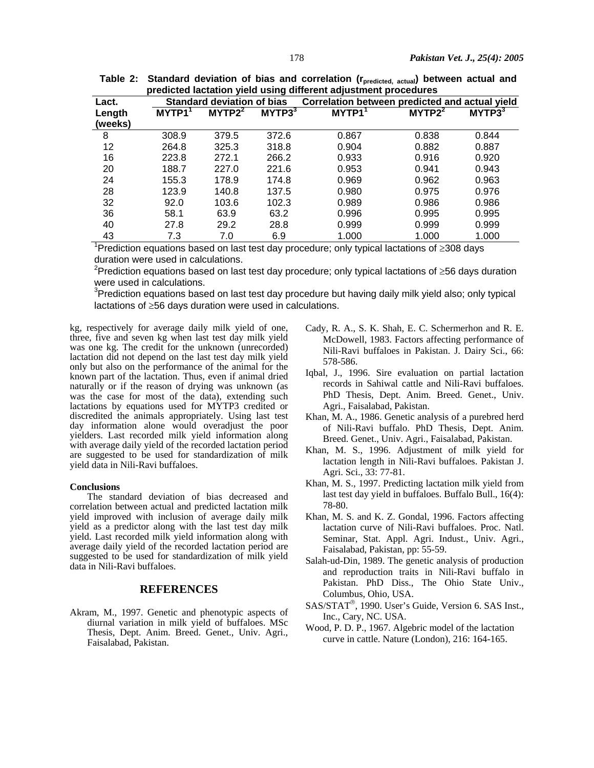**Table 2: Standard deviation of bias and correlation ($r_{predicted,\ actual}$) between actual and predicted lactation yield using different adjustment procedures**

| Lact. Length (weeks) | Standard deviation of bias | | | Correlation between predicted and actual yield | | |
|---|---|---|---|---|---|---|
| | MYTP1[1] | MYTP2[2] | MYTP3[3] | MYTP1[1] | MYTP2[2] | MYTP3[3] |
| 8 | 308.9 | 379.5 | 372.6 | 0.867 | 0.838 | 0.844 |
| 12 | 264.8 | 325.3 | 318.8 | 0.904 | 0.882 | 0.887 |
| 16 | 223.8 | 272.1 | 266.2 | 0.933 | 0.916 | 0.920 |
| 20 | 188.7 | 227.0 | 221.6 | 0.953 | 0.941 | 0.943 |
| 24 | 155.3 | 178.9 | 174.8 | 0.969 | 0.962 | 0.963 |
| 28 | 123.9 | 140.8 | 137.5 | 0.980 | 0.975 | 0.976 |
| 32 | 92.0 | 103.6 | 102.3 | 0.989 | 0.986 | 0.986 |
| 36 | 58.1 | 63.9 | 63.2 | 0.996 | 0.995 | 0.995 |
| 40 | 27.8 | 29.2 | 28.8 | 0.999 | 0.999 | 0.999 |
| 43 | 7.3 | 7.0 | 6.9 | 1.000 | 1.000 | 1.000 |

[1]Prediction equations based on last test day procedure; only typical lactations of ≥308 days duration were used in calculations.

[2]Prediction equations based on last test day procedure; only typical lactations of ≥56 days duration were used in calculations.

[3]Prediction equations based on last test day procedure but having daily milk yield also; only typical lactations of ≥56 days duration were used in calculations.

kg, respectively for average daily milk yield of one, three, five and seven kg when last test day milk yield was one kg. The credit for the unknown (unrecorded) lactation did not depend on the last test day milk yield only but also on the performance of the animal for the known part of the lactation. Thus, even if animal dried naturally or if the reason of drying was unknown (as was the case for most of the data), extending such lactations by equations used for MYTP3 credited or discredited the animals appropriately. Using last test day information alone would overadjust the poor yielders. Last recorded milk yield information along with average daily yield of the recorded lactation period are suggested to be used for standardization of milk yield data in Nili-Ravi buffaloes.

#### Conclusions

The standard deviation of bias decreased and correlation between actual and predicted lactation milk yield improved with inclusion of average daily milk yield as a predictor along with the last test day milk yield. Last recorded milk yield information along with average daily yield of the recorded lactation period are suggested to be used for standardization of milk yield data in Nili-Ravi buffaloes.

## REFERENCES

Akram, M., 1997. Genetic and phenotypic aspects of diurnal variation in milk yield of buffaloes. MSc Thesis, Dept. Anim. Breed. Genet., Univ. Agri., Faisalabad, Pakistan.

Cady, R. A., S. K. Shah, E. C. Schermerhon and R. E. McDowell, 1983. Factors affecting performance of Nili-Ravi buffaloes in Pakistan. J. Dairy Sci., 66: 578-586.

Iqbal, J., 1996. Sire evaluation on partial lactation records in Sahiwal cattle and Nili-Ravi buffaloes. PhD Thesis, Dept. Anim. Breed. Genet., Univ. Agri., Faisalabad, Pakistan.

Khan, M. A., 1986. Genetic analysis of a purebred herd of Nili-Ravi buffalo. PhD Thesis, Dept. Anim. Breed. Genet., Univ. Agri., Faisalabad, Pakistan.

Khan, M. S., 1996. Adjustment of milk yield for lactation length in Nili-Ravi buffaloes. Pakistan J. Agri. Sci., 33: 77-81.

Khan, M. S., 1997. Predicting lactation milk yield from last test day yield in buffaloes. Buffalo Bull., 16(4): 78-80.

Khan, M. S. and K. Z. Gondal, 1996. Factors affecting lactation curve of Nili-Ravi buffaloes. Proc. Natl. Seminar, Stat. Appl. Agri. Indust., Univ. Agri., Faisalabad, Pakistan, pp: 55-59.

Salah-ud-Din, 1989. The genetic analysis of production and reproduction traits in Nili-Ravi buffalo in Pakistan. PhD Diss., The Ohio State Univ., Columbus, Ohio, USA.

SAS/STAT®, 1990. User's Guide, Version 6. SAS Inst., Inc., Cary, NC. USA.

Wood, P. D. P., 1967. Algebric model of the lactation curve in cattle. Nature (London), 216: 164-165.